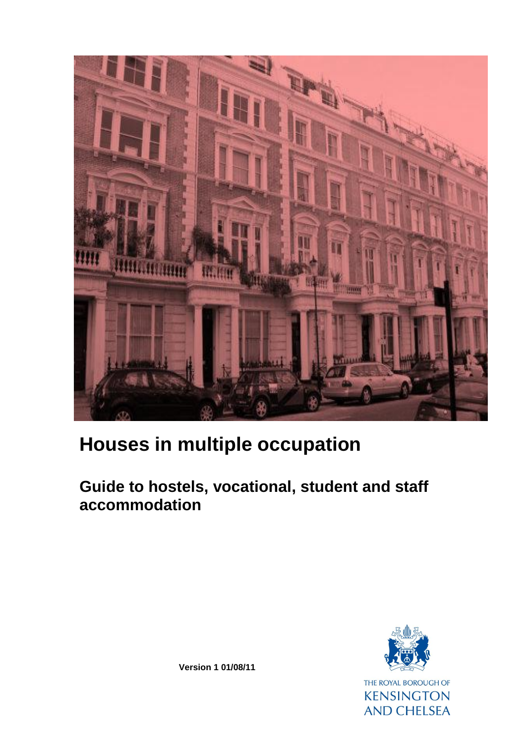# Houses in multiple occupation

## Guide to hostels, vocational, student and staff accommodation

**Version 1 01/08/11**

THE ROYAL BOROUGH OF KENSINGTON AND CHELSEA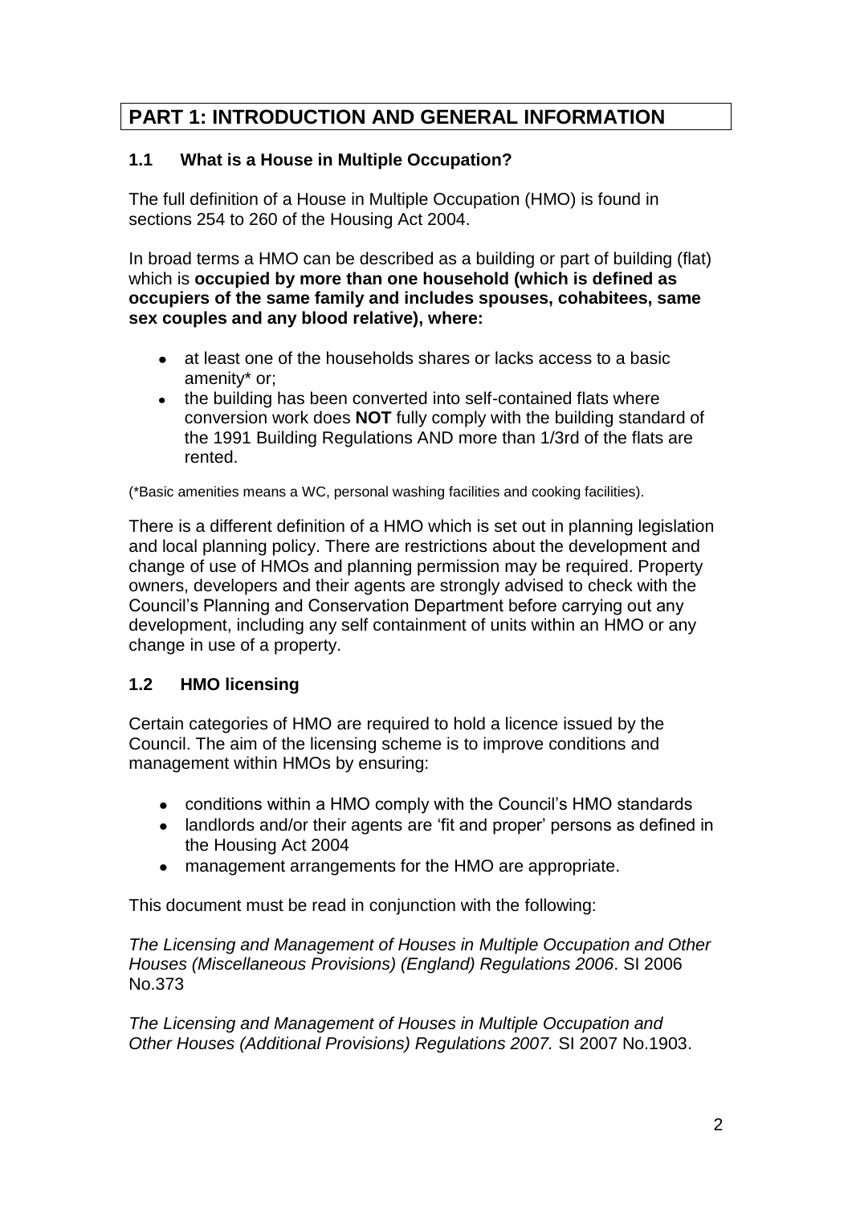# PART 1: INTRODUCTION AND GENERAL INFORMATION

### 1.1 What is a House in Multiple Occupation?

The full definition of a House in Multiple Occupation (HMO) is found in sections 254 to 260 of the Housing Act 2004.

In broad terms a HMO can be described as a building or part of building (flat) which is **occupied by more than one household (which is defined as occupiers of the same family and includes spouses, cohabitees, same sex couples and any blood relative), where:**

- at least one of the households shares or lacks access to a basic amenity* or;
- the building has been converted into self-contained flats where conversion work does **NOT** fully comply with the building standard of the 1991 Building Regulations AND more than 1/3rd of the flats are rented.

(*Basic amenities means a WC, personal washing facilities and cooking facilities).

There is a different definition of a HMO which is set out in planning legislation and local planning policy. There are restrictions about the development and change of use of HMOs and planning permission may be required. Property owners, developers and their agents are strongly advised to check with the Council's Planning and Conservation Department before carrying out any development, including any self containment of units within an HMO or any change in use of a property.

### 1.2 HMO licensing

Certain categories of HMO are required to hold a licence issued by the Council. The aim of the licensing scheme is to improve conditions and management within HMOs by ensuring:

- conditions within a HMO comply with the Council's HMO standards
- landlords and/or their agents are 'fit and proper' persons as defined in the Housing Act 2004
- management arrangements for the HMO are appropriate.

This document must be read in conjunction with the following:

*The Licensing and Management of Houses in Multiple Occupation and Other Houses (Miscellaneous Provisions) (England) Regulations 2006*. SI 2006 No.373

*The Licensing and Management of Houses in Multiple Occupation and Other Houses (Additional Provisions) Regulations 2007.* SI 2007 No.1903.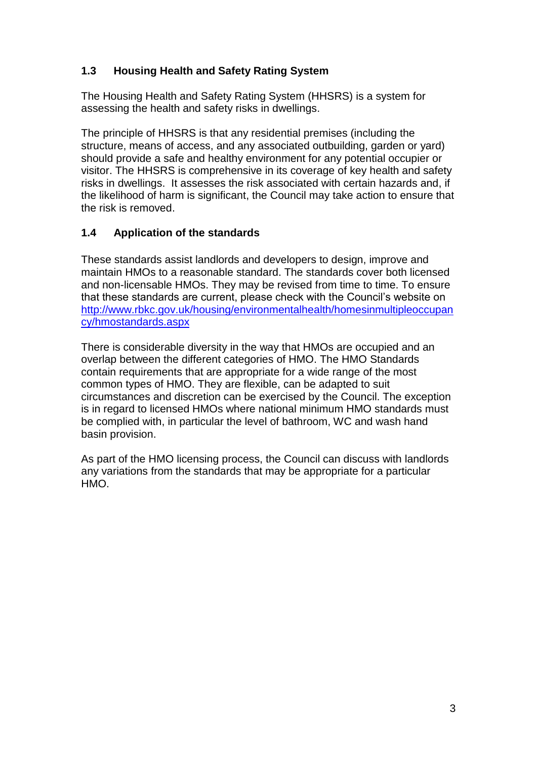### 1.3 Housing Health and Safety Rating System

The Housing Health and Safety Rating System (HHSRS) is a system for assessing the health and safety risks in dwellings.

The principle of HHSRS is that any residential premises (including the structure, means of access, and any associated outbuilding, garden or yard) should provide a safe and healthy environment for any potential occupier or visitor. The HHSRS is comprehensive in its coverage of key health and safety risks in dwellings. It assesses the risk associated with certain hazards and, if the likelihood of harm is significant, the Council may take action to ensure that the risk is removed.

### 1.4 Application of the standards

These standards assist landlords and developers to design, improve and maintain HMOs to a reasonable standard. The standards cover both licensed and non-licensable HMOs. They may be revised from time to time. To ensure that these standards are current, please check with the Council's website on [http://www.rbkc.gov.uk/housing/environmentalhealth/homesinmultipleoccupancy/hmostandards.aspx](http://www.rbkc.gov.uk/housing/environmentalhealth/homesinmultipleoccupancy/hmostandards.aspx)

There is considerable diversity in the way that HMOs are occupied and an overlap between the different categories of HMO. The HMO Standards contain requirements that are appropriate for a wide range of the most common types of HMO. They are flexible, can be adapted to suit circumstances and discretion can be exercised by the Council. The exception is in regard to licensed HMOs where national minimum HMO standards must be complied with, in particular the level of bathroom, WC and wash hand basin provision.

As part of the HMO licensing process, the Council can discuss with landlords any variations from the standards that may be appropriate for a particular HMO.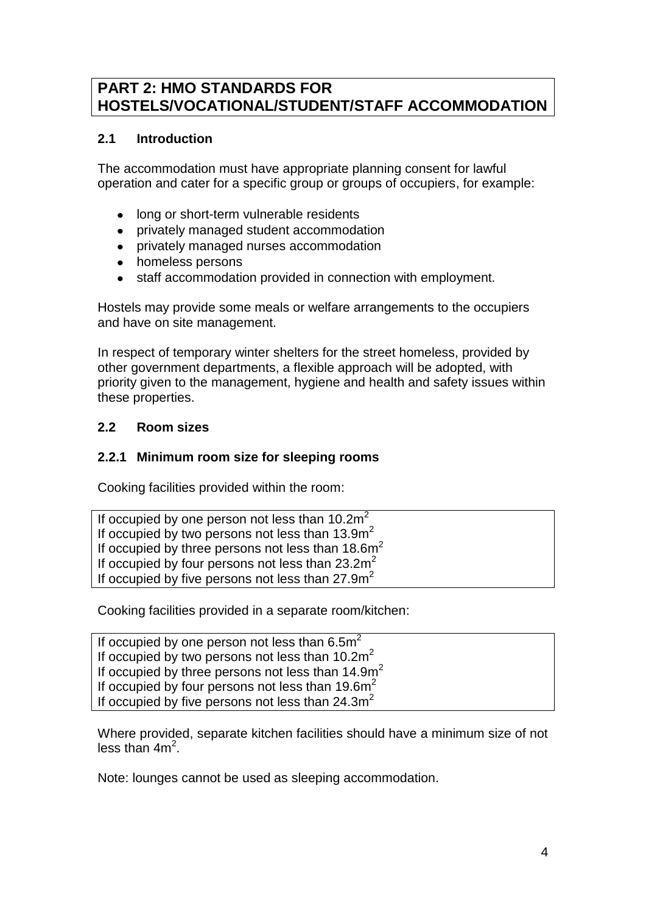# PART 2: HMO STANDARDS FOR HOSTELS/VOCATIONAL/STUDENT/STAFF ACCOMMODATION

## 2.1 Introduction

The accommodation must have appropriate planning consent for lawful operation and cater for a specific group or groups of occupiers, for example:

- long or short-term vulnerable residents
- privately managed student accommodation
- privately managed nurses accommodation
- homeless persons
- staff accommodation provided in connection with employment.

Hostels may provide some meals or welfare arrangements to the occupiers and have on site management.

In respect of temporary winter shelters for the street homeless, provided by other government departments, a flexible approach will be adopted, with priority given to the management, hygiene and health and safety issues within these properties.

## 2.2 Room sizes

### 2.2.1 Minimum room size for sleeping rooms

Cooking facilities provided within the room:

| |
|---|
| If occupied by one person not less than 10.2m$^2$<br>If occupied by two persons not less than 13.9m$^2$<br>If occupied by three persons not less than 18.6m$^2$<br>If occupied by four persons not less than 23.2m$^2$<br>If occupied by five persons not less than 27.9m$^2$ |

Cooking facilities provided in a separate room/kitchen:

| |
|---|
| If occupied by one person not less than 6.5m$^2$<br>If occupied by two persons not less than 10.2m$^2$<br>If occupied by three persons not less than 14.9m$^2$<br>If occupied by four persons not less than 19.6m$^2$<br>If occupied by five persons not less than 24.3m$^2$ |

Where provided, separate kitchen facilities should have a minimum size of not less than 4m$^2$.

Note: lounges cannot be used as sleeping accommodation.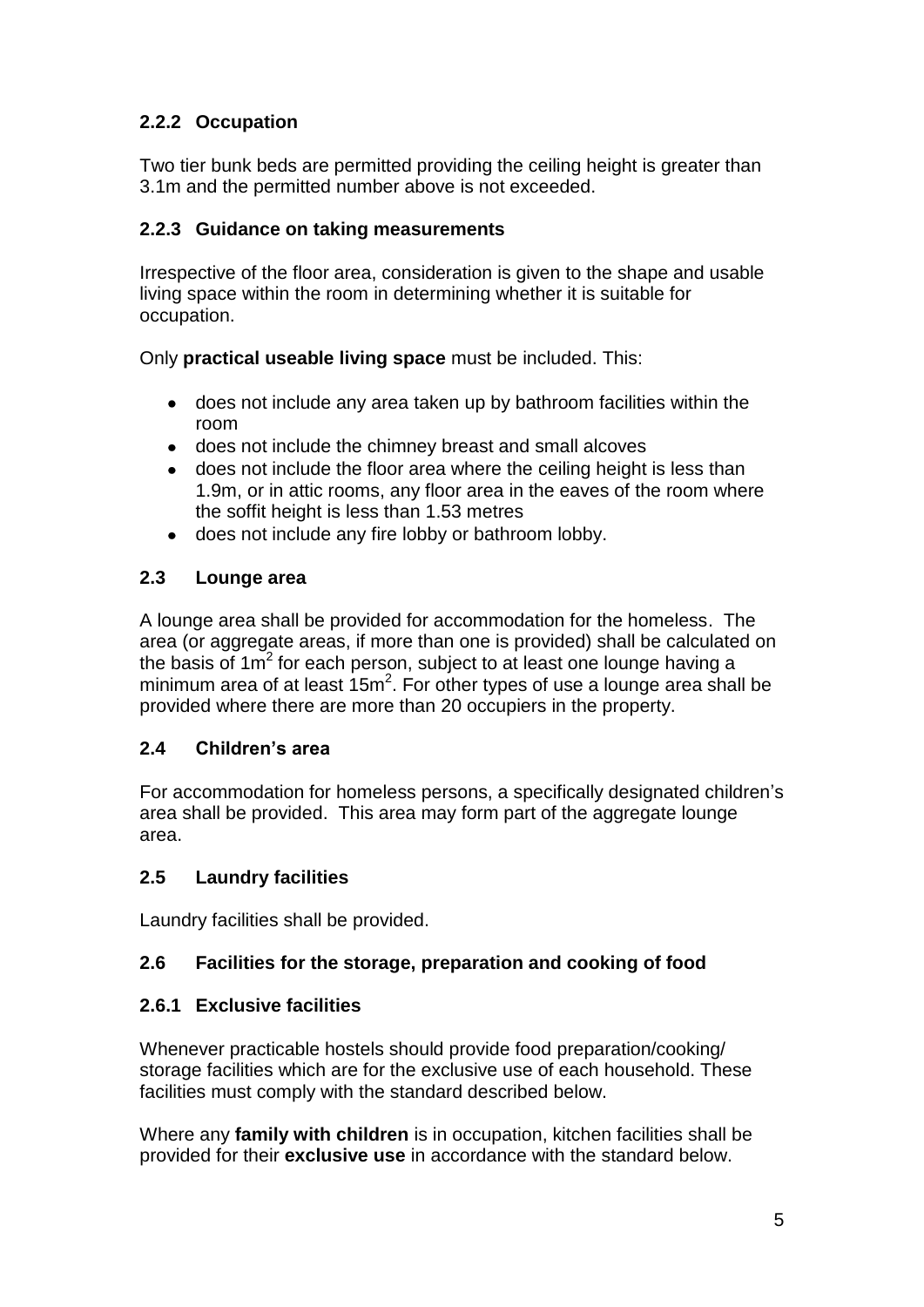### 2.2.2 Occupation

Two tier bunk beds are permitted providing the ceiling height is greater than 3.1m and the permitted number above is not exceeded.

### 2.2.3 Guidance on taking measurements

Irrespective of the floor area, consideration is given to the shape and usable living space within the room in determining whether it is suitable for occupation.

Only **practical useable living space** must be included. This:

- does not include any area taken up by bathroom facilities within the room
- does not include the chimney breast and small alcoves
- does not include the floor area where the ceiling height is less than 1.9m, or in attic rooms, any floor area in the eaves of the room where the soffit height is less than 1.53 metres
- does not include any fire lobby or bathroom lobby.

## 2.3 Lounge area

A lounge area shall be provided for accommodation for the homeless. The area (or aggregate areas, if more than one is provided) shall be calculated on the basis of $1m^2$ for each person, subject to at least one lounge having a minimum area of at least $15m^2$. For other types of use a lounge area shall be provided where there are more than 20 occupiers in the property.

## 2.4 Children's area

For accommodation for homeless persons, a specifically designated children's area shall be provided. This area may form part of the aggregate lounge area.

## 2.5 Laundry facilities

Laundry facilities shall be provided.

## 2.6 Facilities for the storage, preparation and cooking of food

### 2.6.1 Exclusive facilities

Whenever practicable hostels should provide food preparation/cooking/ storage facilities which are for the exclusive use of each household. These facilities must comply with the standard described below.

Where any **family with children** is in occupation, kitchen facilities shall be provided for their **exclusive use** in accordance with the standard below.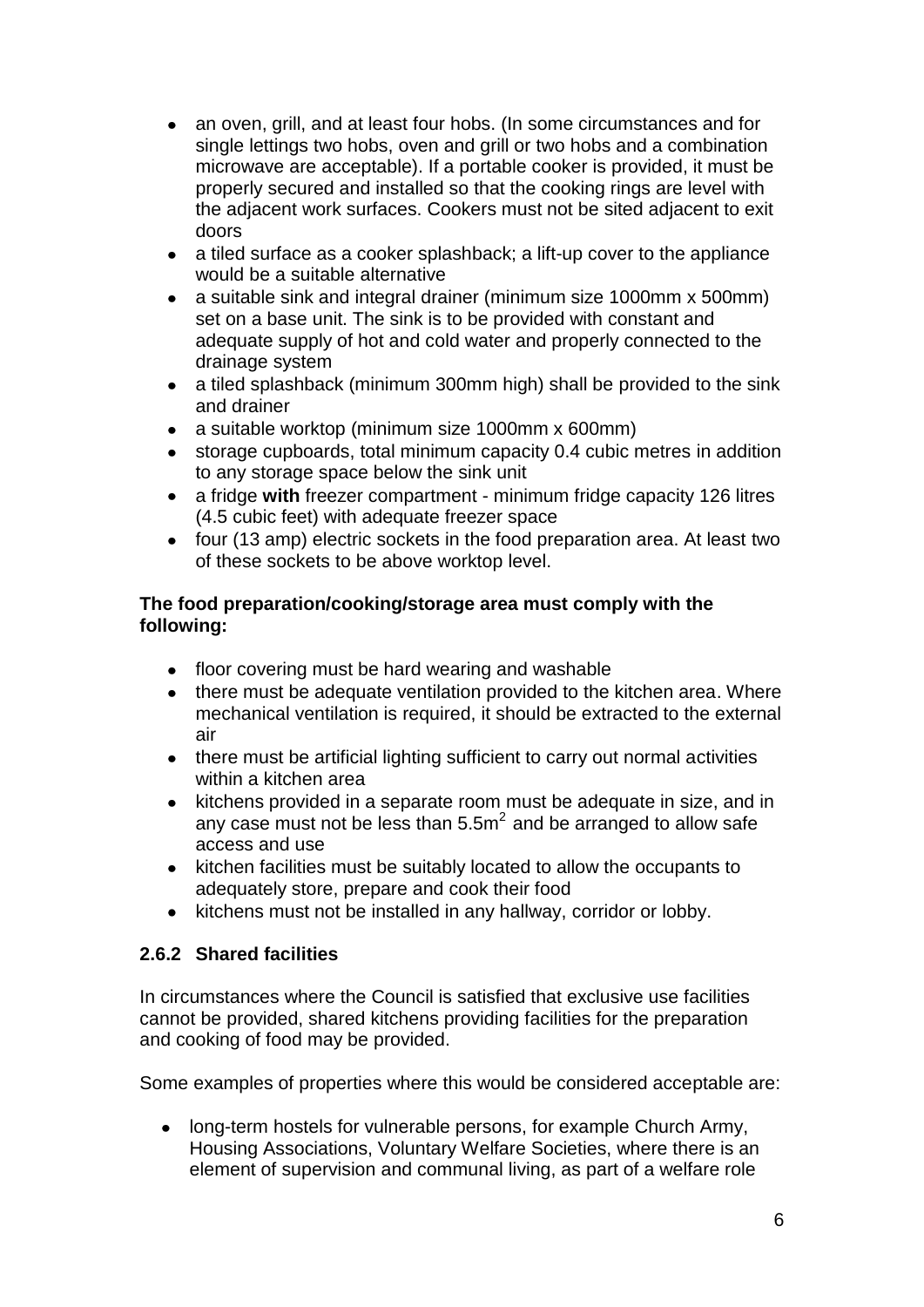- an oven, grill, and at least four hobs. (In some circumstances and for single lettings two hobs, oven and grill or two hobs and a combination microwave are acceptable). If a portable cooker is provided, it must be properly secured and installed so that the cooking rings are level with the adjacent work surfaces. Cookers must not be sited adjacent to exit doors
- a tiled surface as a cooker splashback; a lift-up cover to the appliance would be a suitable alternative
- a suitable sink and integral drainer (minimum size 1000mm x 500mm) set on a base unit. The sink is to be provided with constant and adequate supply of hot and cold water and properly connected to the drainage system
- a tiled splashback (minimum 300mm high) shall be provided to the sink and drainer
- a suitable worktop (minimum size 1000mm x 600mm)
- storage cupboards, total minimum capacity 0.4 cubic metres in addition to any storage space below the sink unit
- a fridge **with** freezer compartment - minimum fridge capacity 126 litres (4.5 cubic feet) with adequate freezer space
- four (13 amp) electric sockets in the food preparation area. At least two of these sockets to be above worktop level.

**The food preparation/cooking/storage area must comply with the following:**

- floor covering must be hard wearing and washable
- there must be adequate ventilation provided to the kitchen area. Where mechanical ventilation is required, it should be extracted to the external air
- there must be artificial lighting sufficient to carry out normal activities within a kitchen area
- kitchens provided in a separate room must be adequate in size, and in any case must not be less than $5.5m^2$ and be arranged to allow safe access and use
- kitchen facilities must be suitably located to allow the occupants to adequately store, prepare and cook their food
- kitchens must not be installed in any hallway, corridor or lobby.

### 2.6.2 Shared facilities

In circumstances where the Council is satisfied that exclusive use facilities cannot be provided, shared kitchens providing facilities for the preparation and cooking of food may be provided.

Some examples of properties where this would be considered acceptable are:

- long-term hostels for vulnerable persons, for example Church Army, Housing Associations, Voluntary Welfare Societies, where there is an element of supervision and communal living, as part of a welfare role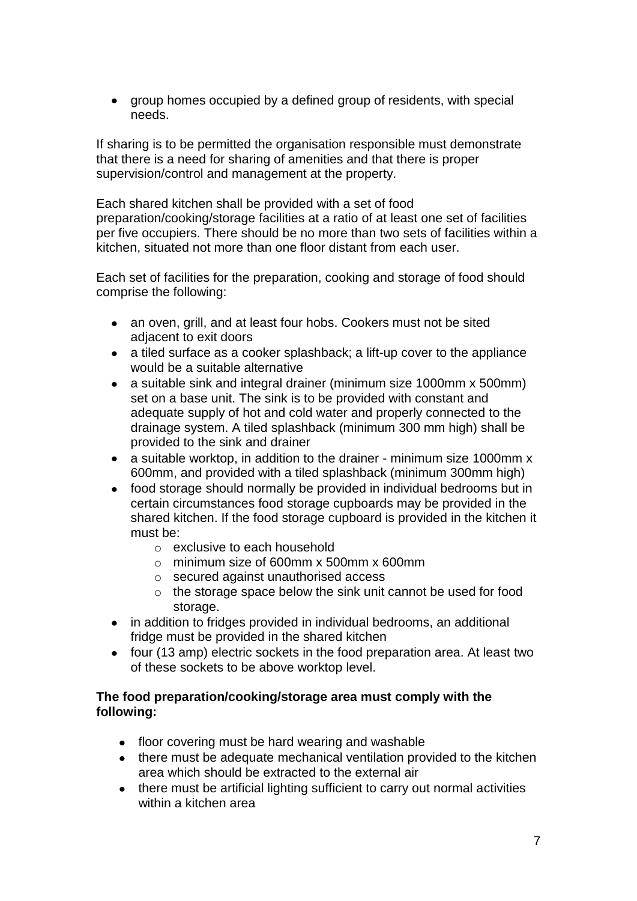- group homes occupied by a defined group of residents, with special needs.

If sharing is to be permitted the organisation responsible must demonstrate that there is a need for sharing of amenities and that there is proper supervision/control and management at the property.

Each shared kitchen shall be provided with a set of food preparation/cooking/storage facilities at a ratio of at least one set of facilities per five occupiers. There should be no more than two sets of facilities within a kitchen, situated not more than one floor distant from each user.

Each set of facilities for the preparation, cooking and storage of food should comprise the following:

- an oven, grill, and at least four hobs. Cookers must not be sited adjacent to exit doors
- a tiled surface as a cooker splashback; a lift-up cover to the appliance would be a suitable alternative
- a suitable sink and integral drainer (minimum size 1000mm x 500mm) set on a base unit. The sink is to be provided with constant and adequate supply of hot and cold water and properly connected to the drainage system. A tiled splashback (minimum 300 mm high) shall be provided to the sink and drainer
- a suitable worktop, in addition to the drainer - minimum size 1000mm x 600mm, and provided with a tiled splashback (minimum 300mm high)
- food storage should normally be provided in individual bedrooms but in certain circumstances food storage cupboards may be provided in the shared kitchen. If the food storage cupboard is provided in the kitchen it must be:
  - exclusive to each household
  - minimum size of 600mm x 500mm x 600mm
  - secured against unauthorised access
  - the storage space below the sink unit cannot be used for food storage.
- in addition to fridges provided in individual bedrooms, an additional fridge must be provided in the shared kitchen
- four (13 amp) electric sockets in the food preparation area. At least two of these sockets to be above worktop level.

**The food preparation/cooking/storage area must comply with the following:**

- floor covering must be hard wearing and washable
- there must be adequate mechanical ventilation provided to the kitchen area which should be extracted to the external air
- there must be artificial lighting sufficient to carry out normal activities within a kitchen area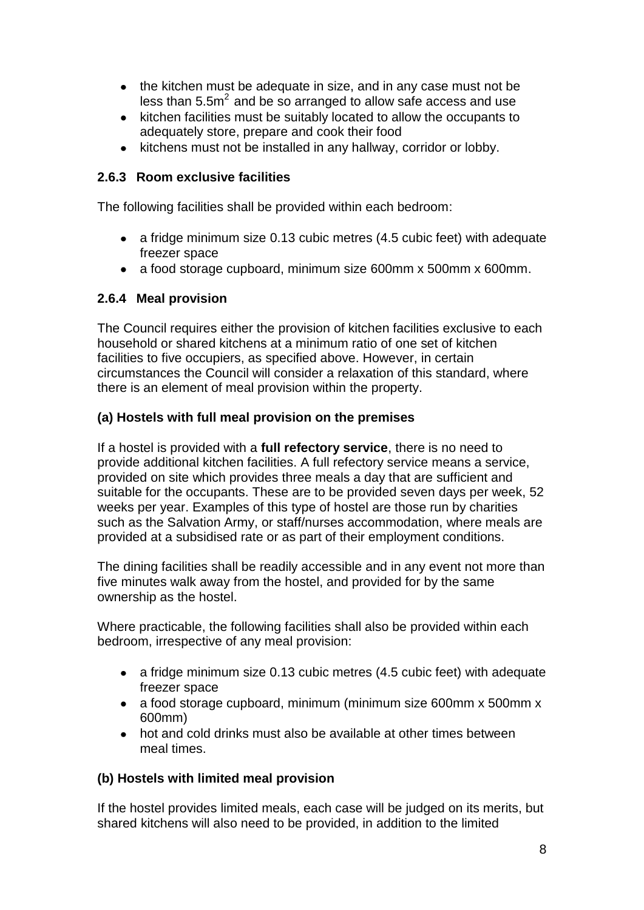- the kitchen must be adequate in size, and in any case must not be less than $5.5m^2$ and be so arranged to allow safe access and use
- kitchen facilities must be suitably located to allow the occupants to adequately store, prepare and cook their food
- kitchens must not be installed in any hallway, corridor or lobby.

### 2.6.3 Room exclusive facilities

The following facilities shall be provided within each bedroom:

- a fridge minimum size 0.13 cubic metres (4.5 cubic feet) with adequate freezer space
- a food storage cupboard, minimum size 600mm x 500mm x 600mm.

### 2.6.4 Meal provision

The Council requires either the provision of kitchen facilities exclusive to each household or shared kitchens at a minimum ratio of one set of kitchen facilities to five occupiers, as specified above. However, in certain circumstances the Council will consider a relaxation of this standard, where there is an element of meal provision within the property.

#### (a) Hostels with full meal provision on the premises

If a hostel is provided with a **full refectory service**, there is no need to provide additional kitchen facilities. A full refectory service means a service, provided on site which provides three meals a day that are sufficient and suitable for the occupants. These are to be provided seven days per week, 52 weeks per year. Examples of this type of hostel are those run by charities such as the Salvation Army, or staff/nurses accommodation, where meals are provided at a subsidised rate or as part of their employment conditions.

The dining facilities shall be readily accessible and in any event not more than five minutes walk away from the hostel, and provided for by the same ownership as the hostel.

Where practicable, the following facilities shall also be provided within each bedroom, irrespective of any meal provision:

- a fridge minimum size 0.13 cubic metres (4.5 cubic feet) with adequate freezer space
- a food storage cupboard, minimum (minimum size 600mm x 500mm x 600mm)
- hot and cold drinks must also be available at other times between meal times.

#### (b) Hostels with limited meal provision

If the hostel provides limited meals, each case will be judged on its merits, but shared kitchens will also need to be provided, in addition to the limited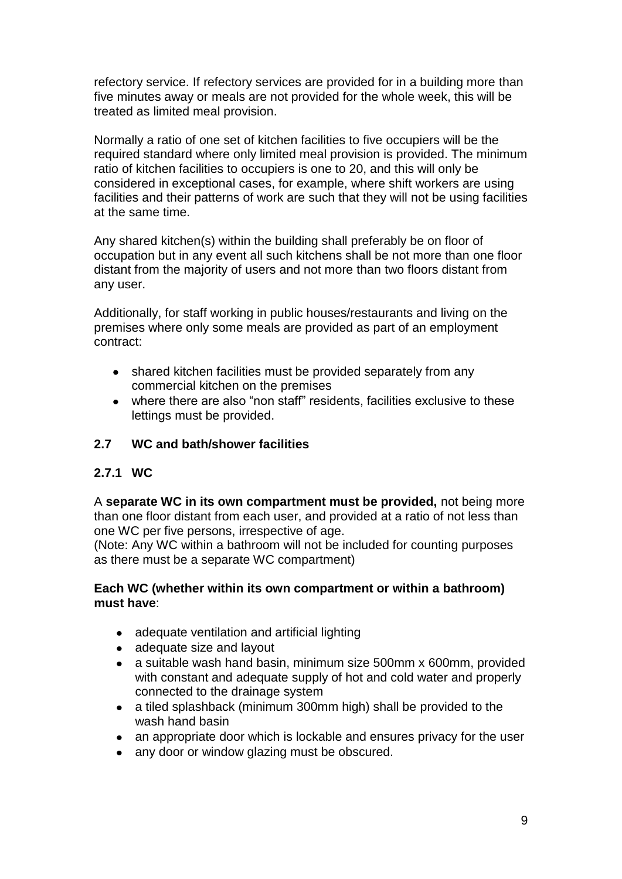refectory service. If refectory services are provided for in a building more than five minutes away or meals are not provided for the whole week, this will be treated as limited meal provision.

Normally a ratio of one set of kitchen facilities to five occupiers will be the required standard where only limited meal provision is provided. The minimum ratio of kitchen facilities to occupiers is one to 20, and this will only be considered in exceptional cases, for example, where shift workers are using facilities and their patterns of work are such that they will not be using facilities at the same time.

Any shared kitchen(s) within the building shall preferably be on floor of occupation but in any event all such kitchens shall be not more than one floor distant from the majority of users and not more than two floors distant from any user.

Additionally, for staff working in public houses/restaurants and living on the premises where only some meals are provided as part of an employment contract:

- shared kitchen facilities must be provided separately from any commercial kitchen on the premises
- where there are also "non staff" residents, facilities exclusive to these lettings must be provided.

## 2.7 WC and bath/shower facilities

### 2.7.1 WC

A **separate WC in its own compartment must be provided,** not being more than one floor distant from each user, and provided at a ratio of not less than one WC per five persons, irrespective of age.
(Note: Any WC within a bathroom will not be included for counting purposes as there must be a separate WC compartment)

**Each WC (whether within its own compartment or within a bathroom) must have**:

- adequate ventilation and artificial lighting
- adequate size and layout
- a suitable wash hand basin, minimum size 500mm x 600mm, provided with constant and adequate supply of hot and cold water and properly connected to the drainage system
- a tiled splashback (minimum 300mm high) shall be provided to the wash hand basin
- an appropriate door which is lockable and ensures privacy for the user
- any door or window glazing must be obscured.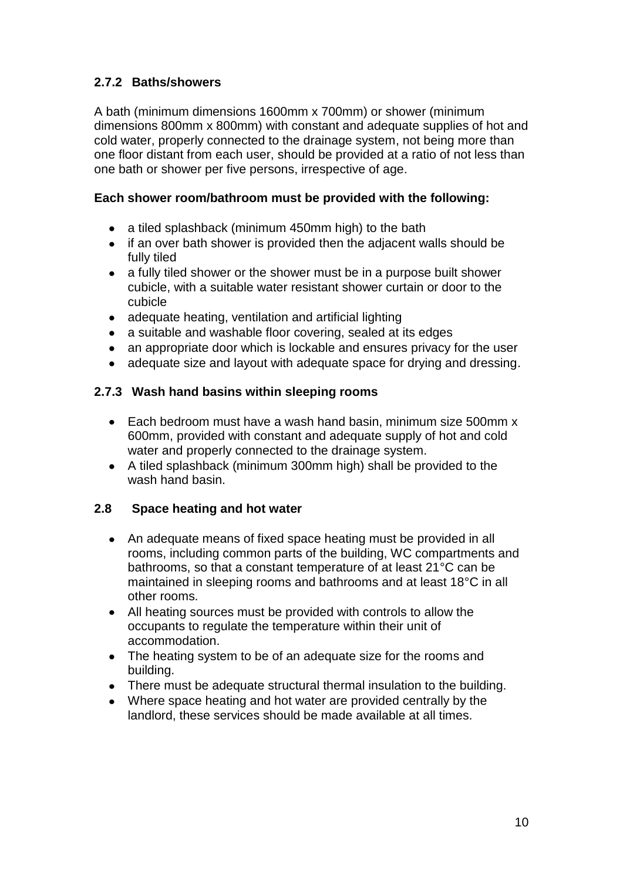### 2.7.2 Baths/showers

A bath (minimum dimensions 1600mm x 700mm) or shower (minimum dimensions 800mm x 800mm) with constant and adequate supplies of hot and cold water, properly connected to the drainage system, not being more than one floor distant from each user, should be provided at a ratio of not less than one bath or shower per five persons, irrespective of age.

**Each shower room/bathroom must be provided with the following:**

- a tiled splashback (minimum 450mm high) to the bath
- if an over bath shower is provided then the adjacent walls should be fully tiled
- a fully tiled shower or the shower must be in a purpose built shower cubicle, with a suitable water resistant shower curtain or door to the cubicle
- adequate heating, ventilation and artificial lighting
- a suitable and washable floor covering, sealed at its edges
- an appropriate door which is lockable and ensures privacy for the user
- adequate size and layout with adequate space for drying and dressing.

### 2.7.3 Wash hand basins within sleeping rooms

- Each bedroom must have a wash hand basin, minimum size 500mm x 600mm, provided with constant and adequate supply of hot and cold water and properly connected to the drainage system.
- A tiled splashback (minimum 300mm high) shall be provided to the wash hand basin.

## 2.8 Space heating and hot water

- An adequate means of fixed space heating must be provided in all rooms, including common parts of the building, WC compartments and bathrooms, so that a constant temperature of at least 21°C can be maintained in sleeping rooms and bathrooms and at least 18°C in all other rooms.
- All heating sources must be provided with controls to allow the occupants to regulate the temperature within their unit of accommodation.
- The heating system to be of an adequate size for the rooms and building.
- There must be adequate structural thermal insulation to the building.
- Where space heating and hot water are provided centrally by the landlord, these services should be made available at all times.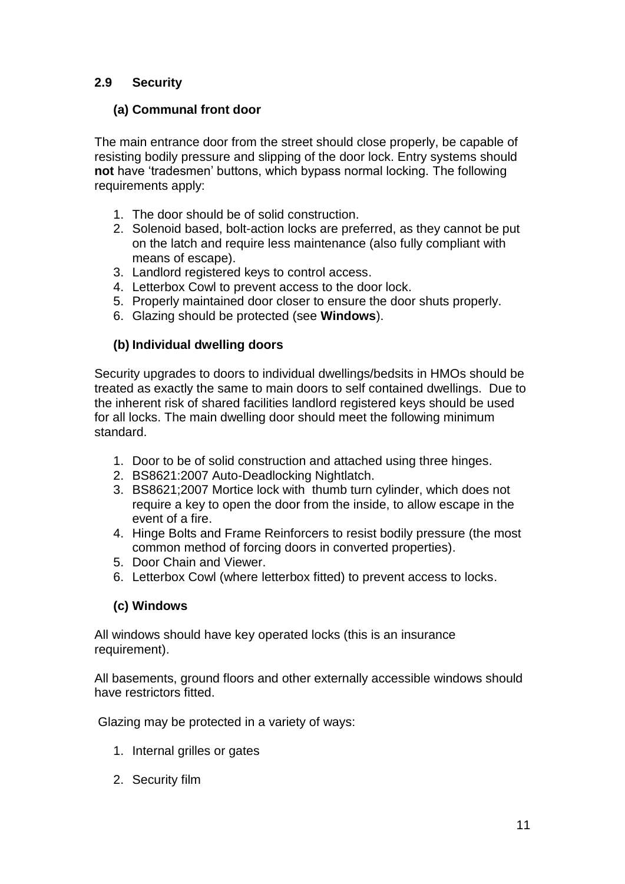## 2.9 Security

### (a) Communal front door

The main entrance door from the street should close properly, be capable of resisting bodily pressure and slipping of the door lock. Entry systems should **not** have 'tradesmen' buttons, which bypass normal locking. The following requirements apply:

1. The door should be of solid construction.
2. Solenoid based, bolt-action locks are preferred, as they cannot be put on the latch and require less maintenance (also fully compliant with means of escape).
3. Landlord registered keys to control access.
4. Letterbox Cowl to prevent access to the door lock.
5. Properly maintained door closer to ensure the door shuts properly.
6. Glazing should be protected (see **Windows**).

### (b) Individual dwelling doors

Security upgrades to doors to individual dwellings/bedsits in HMOs should be treated as exactly the same to main doors to self contained dwellings. Due to the inherent risk of shared facilities landlord registered keys should be used for all locks. The main dwelling door should meet the following minimum standard.

1. Door to be of solid construction and attached using three hinges.
2. BS8621:2007 Auto-Deadlocking Nightlatch.
3. BS8621;2007 Mortice lock with thumb turn cylinder, which does not require a key to open the door from the inside, to allow escape in the event of a fire.
4. Hinge Bolts and Frame Reinforcers to resist bodily pressure (the most common method of forcing doors in converted properties).
5. Door Chain and Viewer.
6. Letterbox Cowl (where letterbox fitted) to prevent access to locks.

### (c) Windows

All windows should have key operated locks (this is an insurance requirement).

All basements, ground floors and other externally accessible windows should have restrictors fitted.

Glazing may be protected in a variety of ways:

1. Internal grilles or gates

2. Security film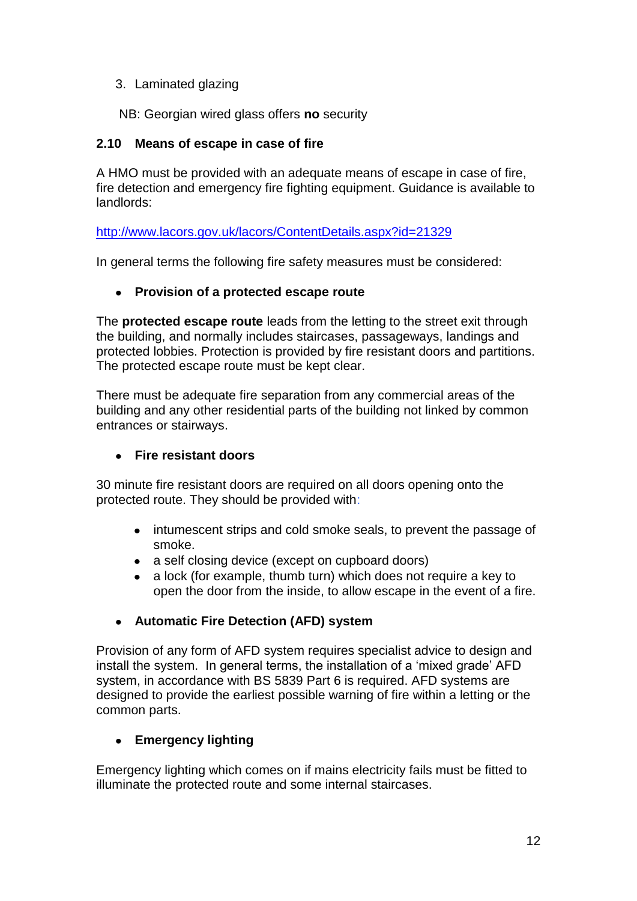3. Laminated glazing

NB: Georgian wired glass offers **no** security

### 2.10 Means of escape in case of fire

A HMO must be provided with an adequate means of escape in case of fire, fire detection and emergency fire fighting equipment. Guidance is available to landlords:

http://www.lacors.gov.uk/lacors/ContentDetails.aspx?id=21329

In general terms the following fire safety measures must be considered:

- **Provision of a protected escape route**

The **protected escape route** leads from the letting to the street exit through the building, and normally includes staircases, passageways, landings and protected lobbies. Protection is provided by fire resistant doors and partitions. The protected escape route must be kept clear.

There must be adequate fire separation from any commercial areas of the building and any other residential parts of the building not linked by common entrances or stairways.

- **Fire resistant doors**

30 minute fire resistant doors are required on all doors opening onto the protected route. They should be provided with:

  - intumescent strips and cold smoke seals, to prevent the passage of smoke.
  - a self closing device (except on cupboard doors)
  - a lock (for example, thumb turn) which does not require a key to open the door from the inside, to allow escape in the event of a fire.

- **Automatic Fire Detection (AFD) system**

Provision of any form of AFD system requires specialist advice to design and install the system. In general terms, the installation of a 'mixed grade' AFD system, in accordance with BS 5839 Part 6 is required. AFD systems are designed to provide the earliest possible warning of fire within a letting or the common parts.

- **Emergency lighting**

Emergency lighting which comes on if mains electricity fails must be fitted to illuminate the protected route and some internal staircases.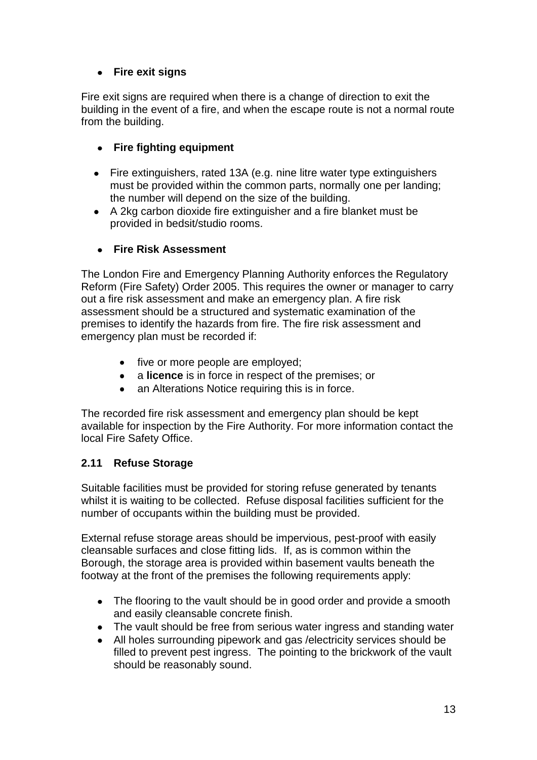- **Fire exit signs**

Fire exit signs are required when there is a change of direction to exit the building in the event of a fire, and when the escape route is not a normal route from the building.

- **Fire fighting equipment**

- Fire extinguishers, rated 13A (e.g. nine litre water type extinguishers must be provided within the common parts, normally one per landing; the number will depend on the size of the building.
- A 2kg carbon dioxide fire extinguisher and a fire blanket must be provided in bedsit/studio rooms.

- **Fire Risk Assessment**

The London Fire and Emergency Planning Authority enforces the Regulatory Reform (Fire Safety) Order 2005. This requires the owner or manager to carry out a fire risk assessment and make an emergency plan. A fire risk assessment should be a structured and systematic examination of the premises to identify the hazards from fire. The fire risk assessment and emergency plan must be recorded if:

- five or more people are employed;
- a **licence** is in force in respect of the premises; or
- an Alterations Notice requiring this is in force.

The recorded fire risk assessment and emergency plan should be kept available for inspection by the Fire Authority. For more information contact the local Fire Safety Office.

### 2.11 Refuse Storage

Suitable facilities must be provided for storing refuse generated by tenants whilst it is waiting to be collected. Refuse disposal facilities sufficient for the number of occupants within the building must be provided.

External refuse storage areas should be impervious, pest-proof with easily cleansable surfaces and close fitting lids. If, as is common within the Borough, the storage area is provided within basement vaults beneath the footway at the front of the premises the following requirements apply:

- The flooring to the vault should be in good order and provide a smooth and easily cleansable concrete finish.
- The vault should be free from serious water ingress and standing water
- All holes surrounding pipework and gas /electricity services should be filled to prevent pest ingress. The pointing to the brickwork of the vault should be reasonably sound.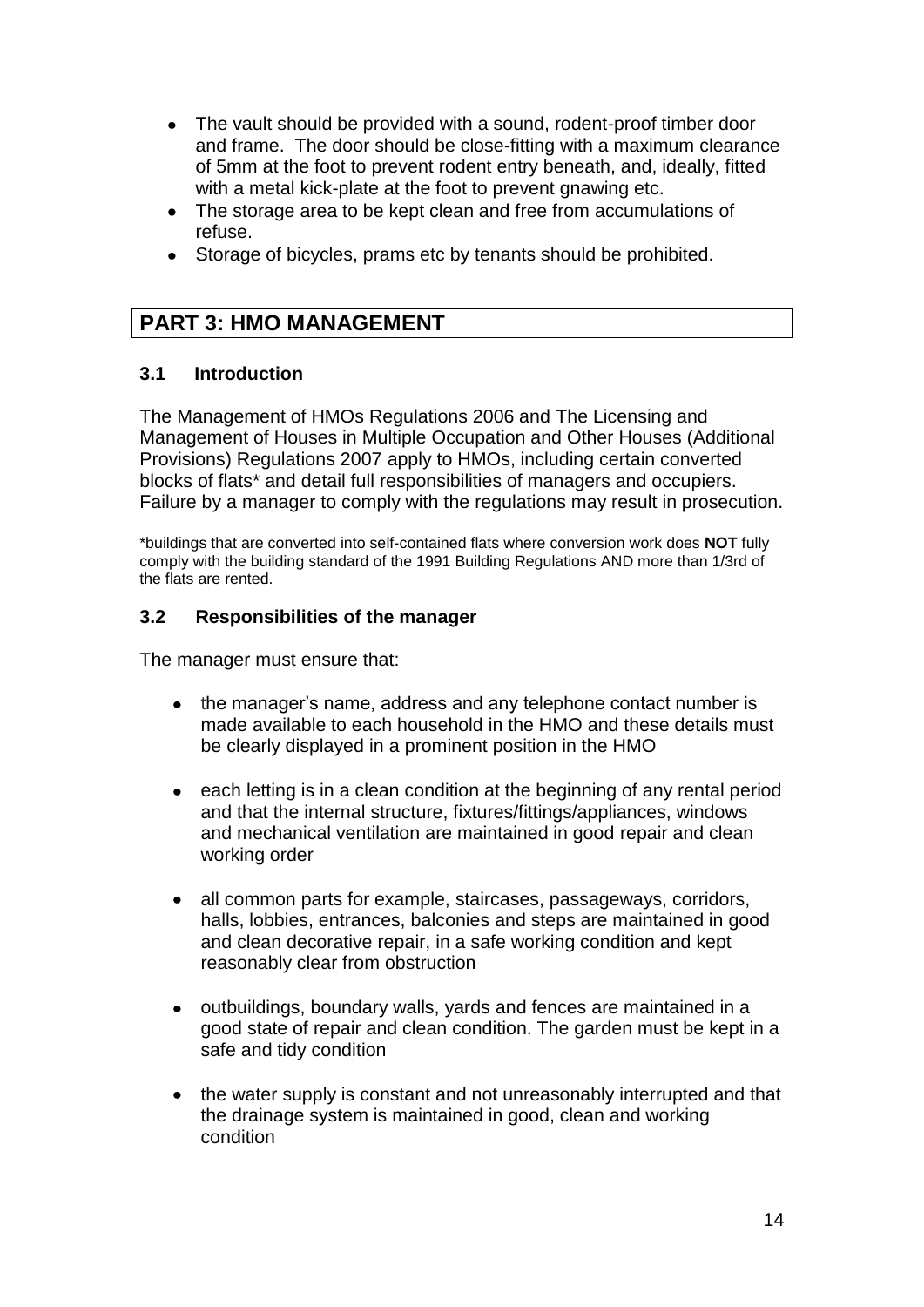- The vault should be provided with a sound, rodent-proof timber door and frame. The door should be close-fitting with a maximum clearance of 5mm at the foot to prevent rodent entry beneath, and, ideally, fitted with a metal kick-plate at the foot to prevent gnawing etc.
- The storage area to be kept clean and free from accumulations of refuse.
- Storage of bicycles, prams etc by tenants should be prohibited.

## PART 3: HMO MANAGEMENT

### 3.1 Introduction

The Management of HMOs Regulations 2006 and The Licensing and Management of Houses in Multiple Occupation and Other Houses (Additional Provisions) Regulations 2007 apply to HMOs, including certain converted blocks of flats* and detail full responsibilities of managers and occupiers. Failure by a manager to comply with the regulations may result in prosecution.

*buildings that are converted into self-contained flats where conversion work does **NOT** fully comply with the building standard of the 1991 Building Regulations AND more than 1/3rd of the flats are rented.

### 3.2 Responsibilities of the manager

The manager must ensure that:

- the manager's name, address and any telephone contact number is made available to each household in the HMO and these details must be clearly displayed in a prominent position in the HMO

- each letting is in a clean condition at the beginning of any rental period and that the internal structure, fixtures/fittings/appliances, windows and mechanical ventilation are maintained in good repair and clean working order

- all common parts for example, staircases, passageways, corridors, halls, lobbies, entrances, balconies and steps are maintained in good and clean decorative repair, in a safe working condition and kept reasonably clear from obstruction

- outbuildings, boundary walls, yards and fences are maintained in a good state of repair and clean condition. The garden must be kept in a safe and tidy condition

- the water supply is constant and not unreasonably interrupted and that the drainage system is maintained in good, clean and working condition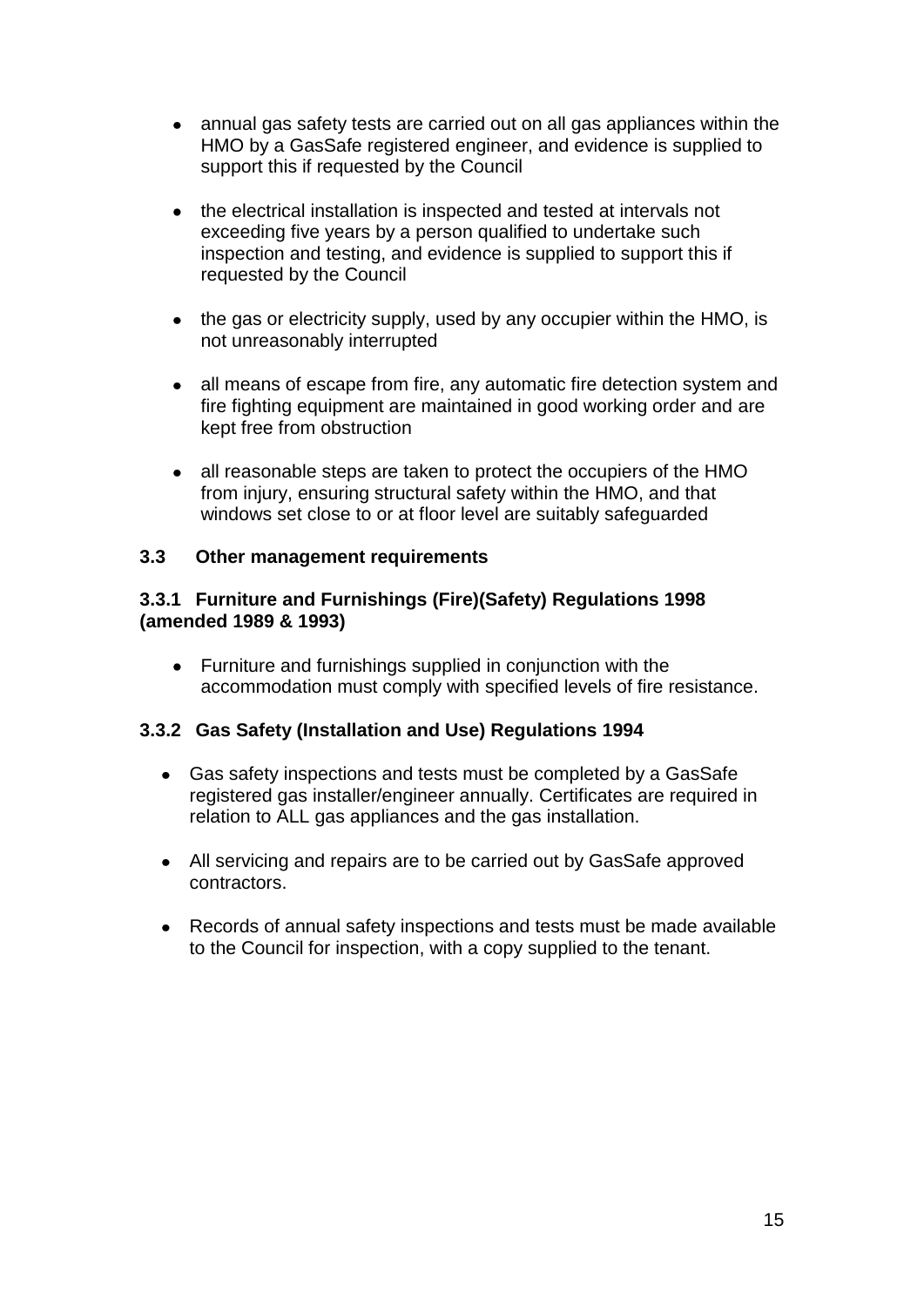- annual gas safety tests are carried out on all gas appliances within the HMO by a GasSafe registered engineer, and evidence is supplied to support this if requested by the Council

- the electrical installation is inspected and tested at intervals not exceeding five years by a person qualified to undertake such inspection and testing, and evidence is supplied to support this if requested by the Council

- the gas or electricity supply, used by any occupier within the HMO, is not unreasonably interrupted

- all means of escape from fire, any automatic fire detection system and fire fighting equipment are maintained in good working order and are kept free from obstruction

- all reasonable steps are taken to protect the occupiers of the HMO from injury, ensuring structural safety within the HMO, and that windows set close to or at floor level are suitably safeguarded

### 3.3 Other management requirements

#### 3.3.1 Furniture and Furnishings (Fire)(Safety) Regulations 1998 (amended 1989 & 1993)

- Furniture and furnishings supplied in conjunction with the accommodation must comply with specified levels of fire resistance.

#### 3.3.2 Gas Safety (Installation and Use) Regulations 1994

- Gas safety inspections and tests must be completed by a GasSafe registered gas installer/engineer annually. Certificates are required in relation to ALL gas appliances and the gas installation.

- All servicing and repairs are to be carried out by GasSafe approved contractors.

- Records of annual safety inspections and tests must be made available to the Council for inspection, with a copy supplied to the tenant.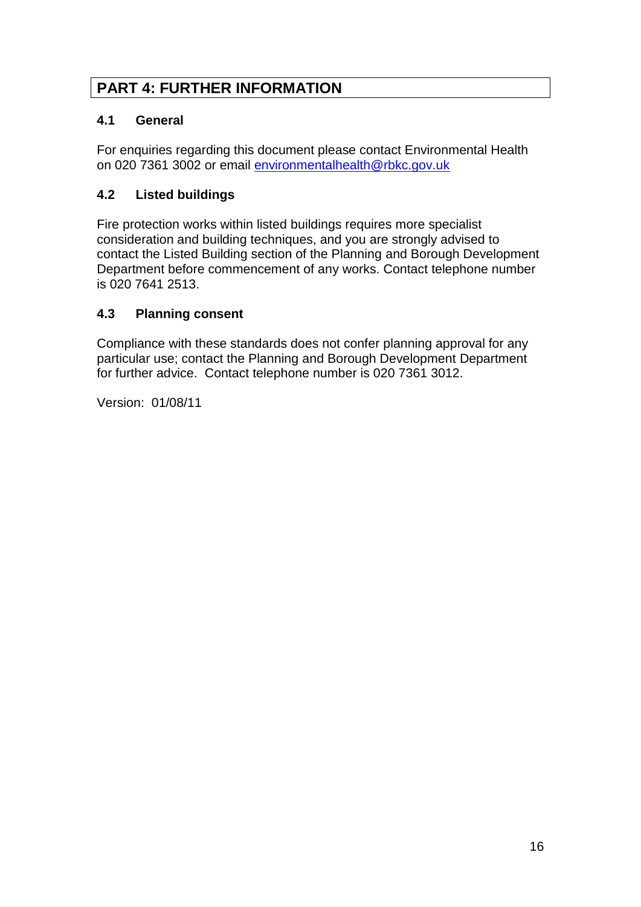# PART 4: FURTHER INFORMATION

## 4.1 General

For enquiries regarding this document please contact Environmental Health on 020 7361 3002 or email environmentalhealth@rbkc.gov.uk

## 4.2 Listed buildings

Fire protection works within listed buildings requires more specialist consideration and building techniques, and you are strongly advised to contact the Listed Building section of the Planning and Borough Development Department before commencement of any works. Contact telephone number is 020 7641 2513.

## 4.3 Planning consent

Compliance with these standards does not confer planning approval for any particular use; contact the Planning and Borough Development Department for further advice. Contact telephone number is 020 7361 3012.

Version: 01/08/11